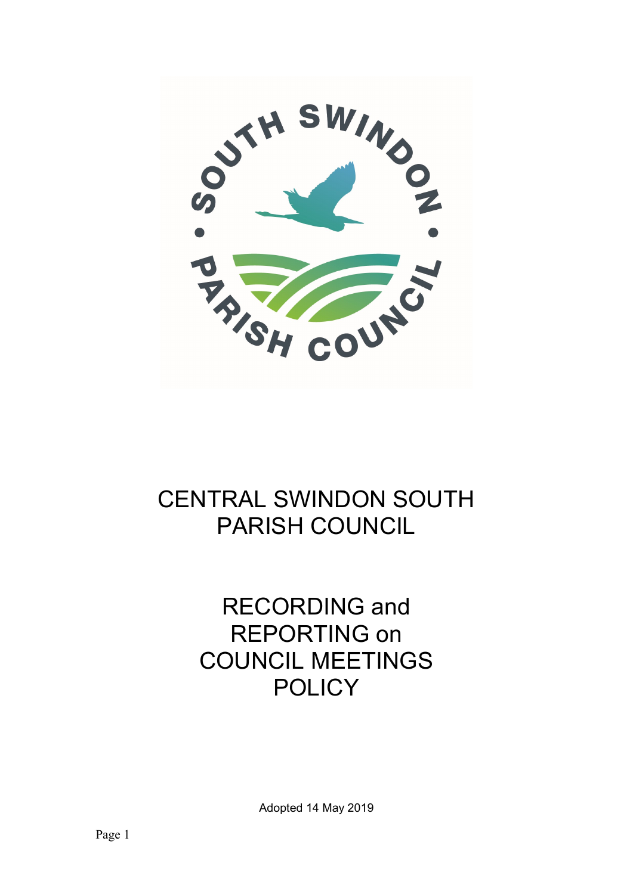# CENTRAL SWINDON SOUTH PARISH COUNCIL

# RECORDING and REPORTING on COUNCIL MEETINGS POLICY

Adopted 14 May 2019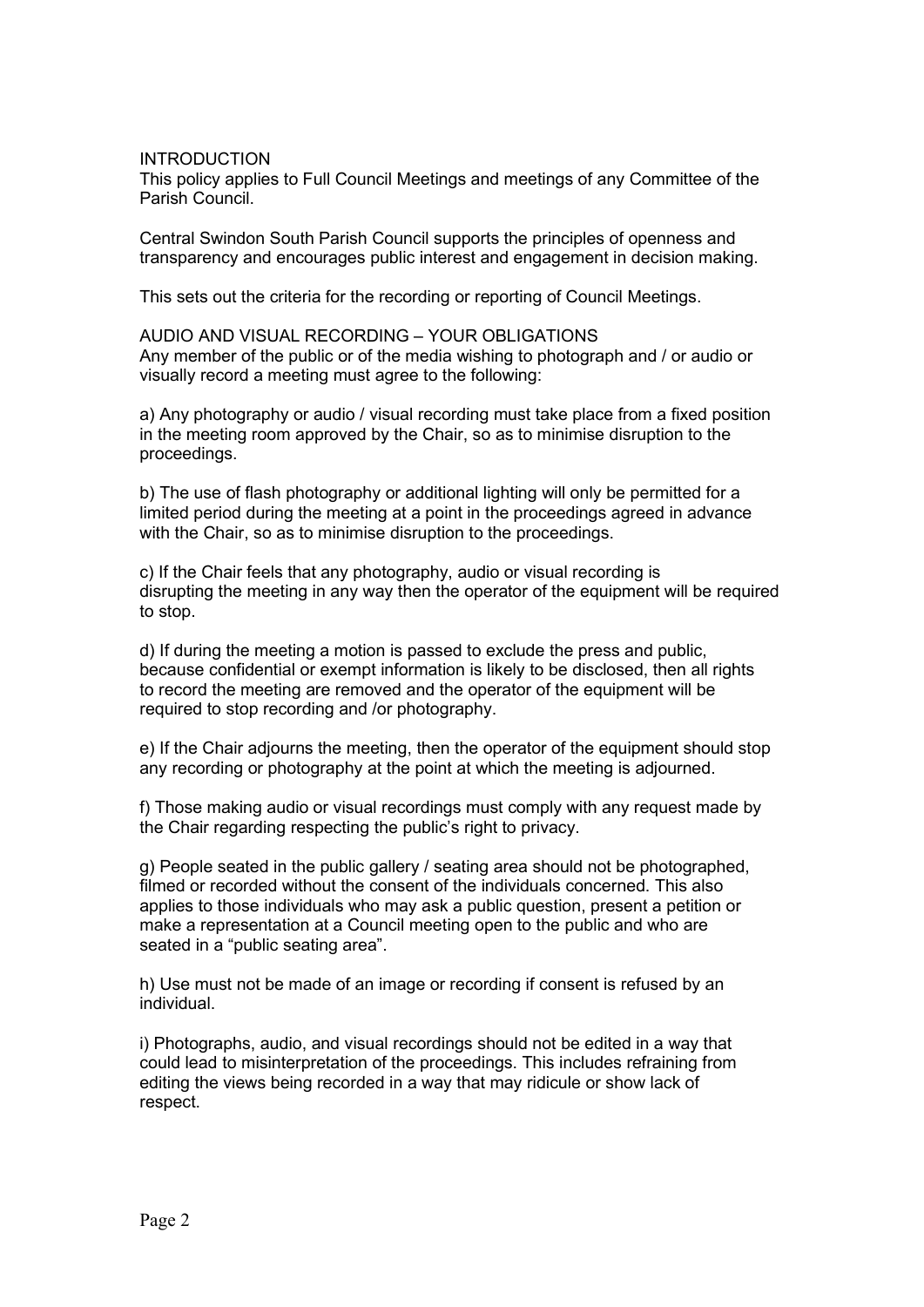## INTRODUCTION

This policy applies to Full Council Meetings and meetings of any Committee of the Parish Council.

Central Swindon South Parish Council supports the principles of openness and transparency and encourages public interest and engagement in decision making.

This sets out the criteria for the recording or reporting of Council Meetings.

## AUDIO AND VISUAL RECORDING – YOUR OBLIGATIONS

Any member of the public or of the media wishing to photograph and / or audio or visually record a meeting must agree to the following:

a) Any photography or audio / visual recording must take place from a fixed position in the meeting room approved by the Chair, so as to minimise disruption to the proceedings.

b) The use of flash photography or additional lighting will only be permitted for a limited period during the meeting at a point in the proceedings agreed in advance with the Chair, so as to minimise disruption to the proceedings.

c) If the Chair feels that any photography, audio or visual recording is disrupting the meeting in any way then the operator of the equipment will be required to stop.

d) If during the meeting a motion is passed to exclude the press and public, because confidential or exempt information is likely to be disclosed, then all rights to record the meeting are removed and the operator of the equipment will be required to stop recording and /or photography.

e) If the Chair adjourns the meeting, then the operator of the equipment should stop any recording or photography at the point at which the meeting is adjourned.

f) Those making audio or visual recordings must comply with any request made by the Chair regarding respecting the public's right to privacy.

g) People seated in the public gallery / seating area should not be photographed, filmed or recorded without the consent of the individuals concerned. This also applies to those individuals who may ask a public question, present a petition or make a representation at a Council meeting open to the public and who are seated in a "public seating area".

h) Use must not be made of an image or recording if consent is refused by an individual.

i) Photographs, audio, and visual recordings should not be edited in a way that could lead to misinterpretation of the proceedings. This includes refraining from editing the views being recorded in a way that may ridicule or show lack of respect.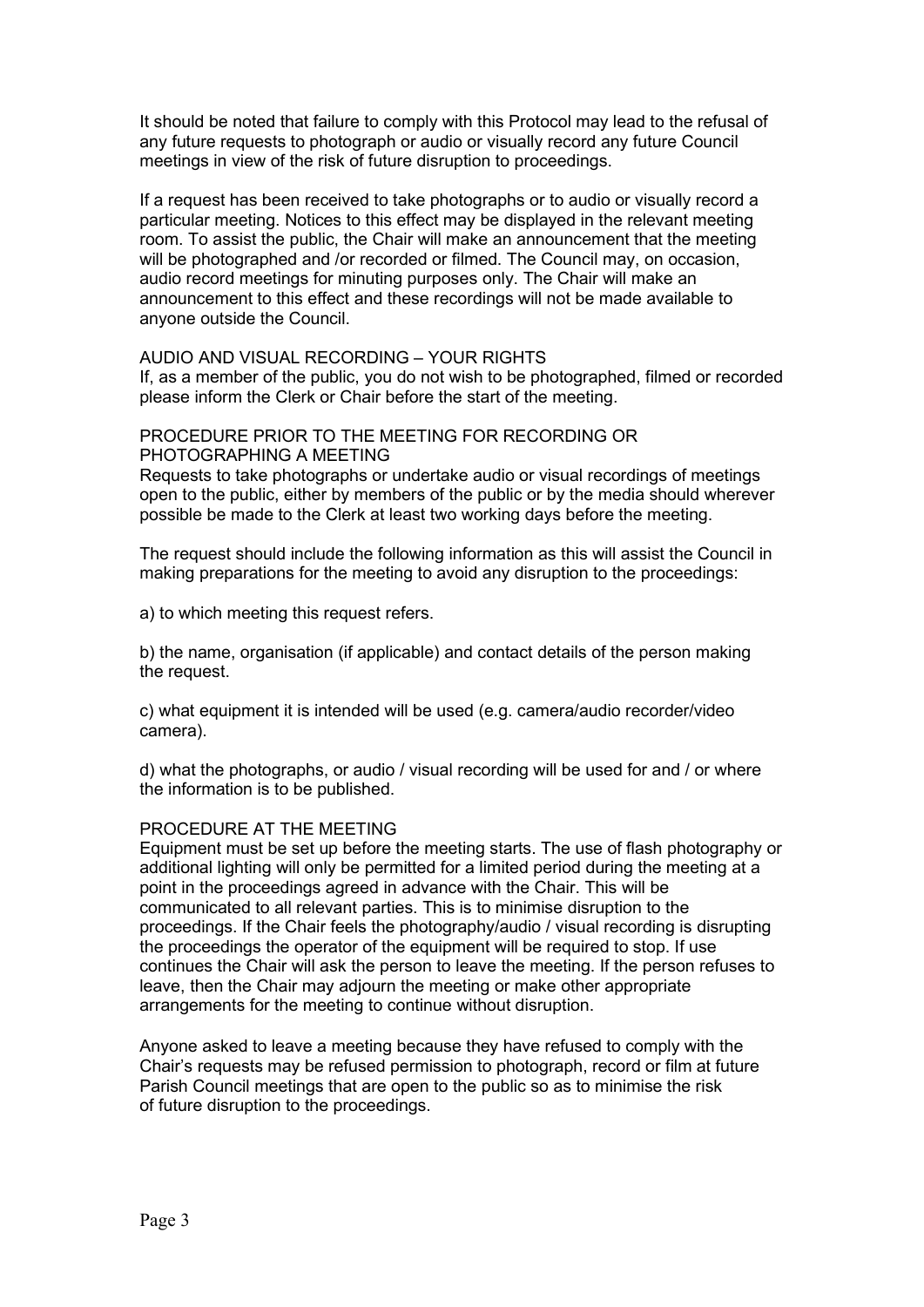It should be noted that failure to comply with this Protocol may lead to the refusal of any future requests to photograph or audio or visually record any future Council meetings in view of the risk of future disruption to proceedings.

If a request has been received to take photographs or to audio or visually record a particular meeting. Notices to this effect may be displayed in the relevant meeting room. To assist the public, the Chair will make an announcement that the meeting will be photographed and /or recorded or filmed. The Council may, on occasion, audio record meetings for minuting purposes only. The Chair will make an announcement to this effect and these recordings will not be made available to anyone outside the Council.

AUDIO AND VISUAL RECORDING – YOUR RIGHTS

If, as a member of the public, you do not wish to be photographed, filmed or recorded please inform the Clerk or Chair before the start of the meeting.

PROCEDURE PRIOR TO THE MEETING FOR RECORDING OR PHOTOGRAPHING A MEETING

Requests to take photographs or undertake audio or visual recordings of meetings open to the public, either by members of the public or by the media should wherever possible be made to the Clerk at least two working days before the meeting.

The request should include the following information as this will assist the Council in making preparations for the meeting to avoid any disruption to the proceedings:

a) to which meeting this request refers.

b) the name, organisation (if applicable) and contact details of the person making the request.

c) what equipment it is intended will be used (e.g. camera/audio recorder/video camera).

d) what the photographs, or audio / visual recording will be used for and / or where the information is to be published.

PROCEDURE AT THE MEETING

Equipment must be set up before the meeting starts. The use of flash photography or additional lighting will only be permitted for a limited period during the meeting at a point in the proceedings agreed in advance with the Chair. This will be communicated to all relevant parties. This is to minimise disruption to the proceedings. If the Chair feels the photography/audio / visual recording is disrupting the proceedings the operator of the equipment will be required to stop. If use continues the Chair will ask the person to leave the meeting. If the person refuses to leave, then the Chair may adjourn the meeting or make other appropriate arrangements for the meeting to continue without disruption.

Anyone asked to leave a meeting because they have refused to comply with the Chair's requests may be refused permission to photograph, record or film at future Parish Council meetings that are open to the public so as to minimise the risk of future disruption to the proceedings.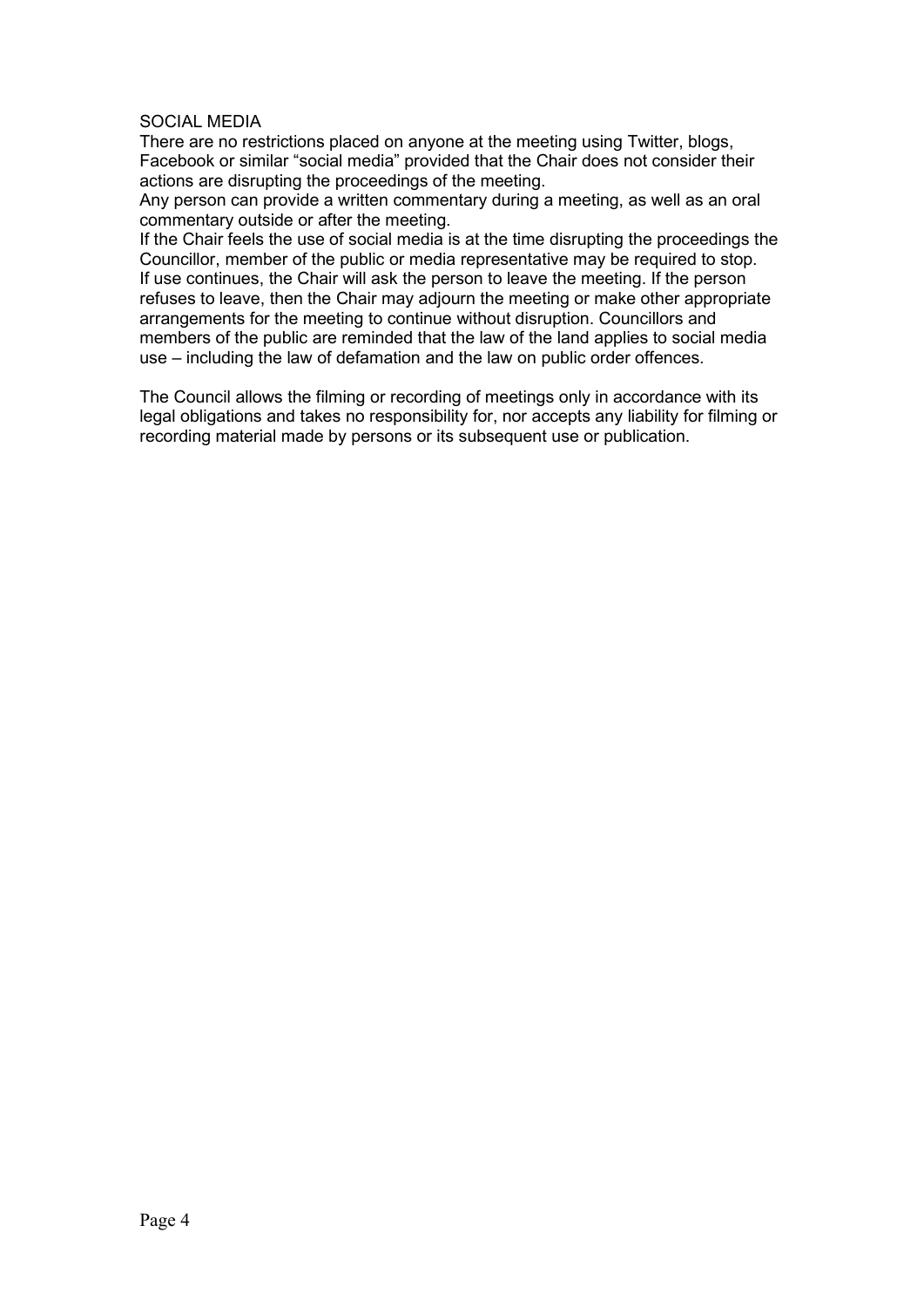## SOCIAL MEDIA

There are no restrictions placed on anyone at the meeting using Twitter, blogs, Facebook or similar "social media" provided that the Chair does not consider their actions are disrupting the proceedings of the meeting.

Any person can provide a written commentary during a meeting, as well as an oral commentary outside or after the meeting.

If the Chair feels the use of social media is at the time disrupting the proceedings the Councillor, member of the public or media representative may be required to stop. If use continues, the Chair will ask the person to leave the meeting. If the person refuses to leave, then the Chair may adjourn the meeting or make other appropriate arrangements for the meeting to continue without disruption. Councillors and members of the public are reminded that the law of the land applies to social media use – including the law of defamation and the law on public order offences.

The Council allows the filming or recording of meetings only in accordance with its legal obligations and takes no responsibility for, nor accepts any liability for filming or recording material made by persons or its subsequent use or publication.